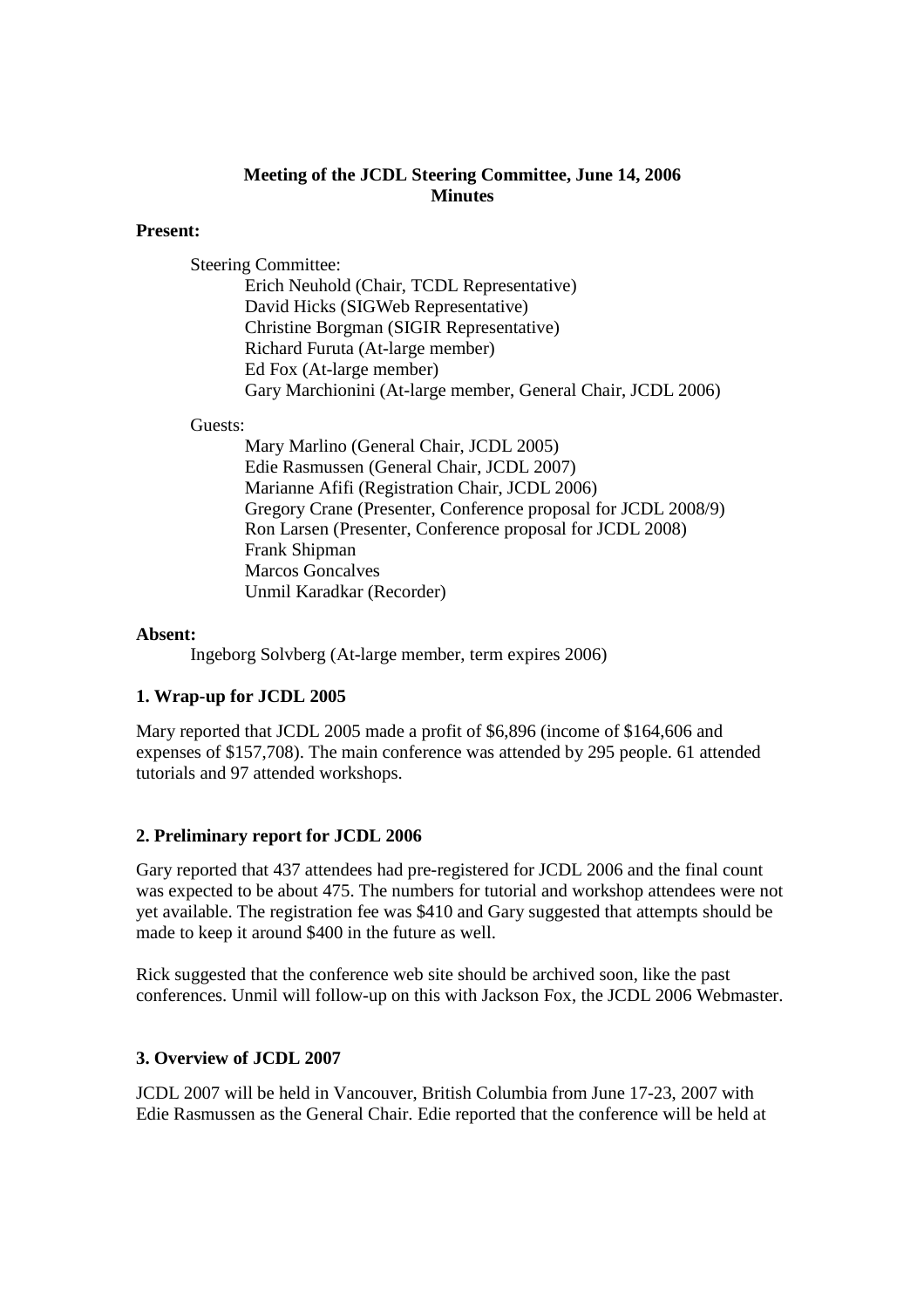**Meeting of the JCDL Steering Committee, June 14, 2006**
**Minutes**

**Present:**

Steering Committee:

- Erich Neuhold (Chair, TCDL Representative)
- David Hicks (SIGWeb Representative)
- Christine Borgman (SIGIR Representative)
- Richard Furuta (At-large member)
- Ed Fox (At-large member)
- Gary Marchionini (At-large member, General Chair, JCDL 2006)

Guests:

- Mary Marlino (General Chair, JCDL 2005)
- Edie Rasmussen (General Chair, JCDL 2007)
- Marianne Afifi (Registration Chair, JCDL 2006)
- Gregory Crane (Presenter, Conference proposal for JCDL 2008/9)
- Ron Larsen (Presenter, Conference proposal for JCDL 2008)
- Frank Shipman
- Marcos Goncalves
- Unmil Karadkar (Recorder)

**Absent:**

Ingeborg Solvberg (At-large member, term expires 2006)

### 1. Wrap-up for JCDL 2005

Mary reported that JCDL 2005 made a profit of $6,896 (income of $164,606 and expenses of $157,708). The main conference was attended by 295 people. 61 attended tutorials and 97 attended workshops.

### 2. Preliminary report for JCDL 2006

Gary reported that 437 attendees had pre-registered for JCDL 2006 and the final count was expected to be about 475. The numbers for tutorial and workshop attendees were not yet available. The registration fee was $410 and Gary suggested that attempts should be made to keep it around $400 in the future as well.

Rick suggested that the conference web site should be archived soon, like the past conferences. Unmil will follow-up on this with Jackson Fox, the JCDL 2006 Webmaster.

### 3. Overview of JCDL 2007

JCDL 2007 will be held in Vancouver, British Columbia from June 17-23, 2007 with Edie Rasmussen as the General Chair. Edie reported that the conference will be held at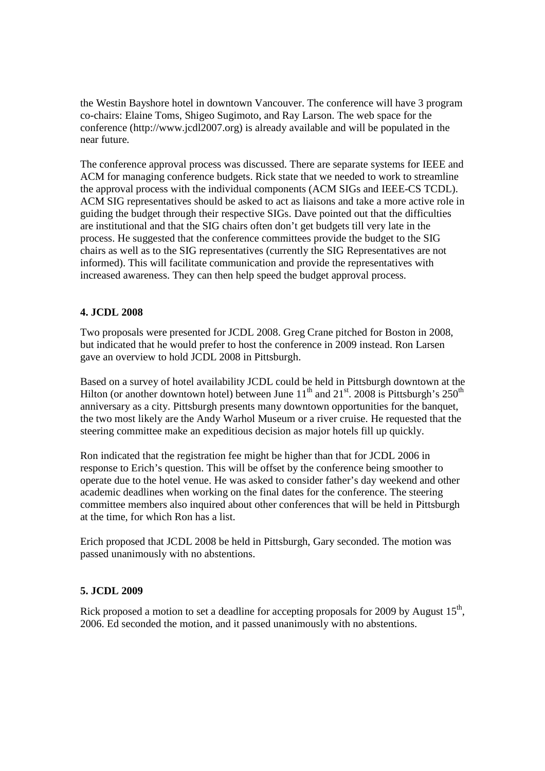the Westin Bayshore hotel in downtown Vancouver. The conference will have 3 program co-chairs: Elaine Toms, Shigeo Sugimoto, and Ray Larson. The web space for the conference (http://www.jcdl2007.org) is already available and will be populated in the near future.

The conference approval process was discussed. There are separate systems for IEEE and ACM for managing conference budgets. Rick state that we needed to work to streamline the approval process with the individual components (ACM SIGs and IEEE-CS TCDL). ACM SIG representatives should be asked to act as liaisons and take a more active role in guiding the budget through their respective SIGs. Dave pointed out that the difficulties are institutional and that the SIG chairs often don't get budgets till very late in the process. He suggested that the conference committees provide the budget to the SIG chairs as well as to the SIG representatives (currently the SIG Representatives are not informed). This will facilitate communication and provide the representatives with increased awareness. They can then help speed the budget approval process.

**4. JCDL 2008**

Two proposals were presented for JCDL 2008. Greg Crane pitched for Boston in 2008, but indicated that he would prefer to host the conference in 2009 instead. Ron Larsen gave an overview to hold JCDL 2008 in Pittsburgh.

Based on a survey of hotel availability JCDL could be held in Pittsburgh downtown at the Hilton (or another downtown hotel) between June 11th and 21st. 2008 is Pittsburgh's 250th anniversary as a city. Pittsburgh presents many downtown opportunities for the banquet, the two most likely are the Andy Warhol Museum or a river cruise. He requested that the steering committee make an expeditious decision as major hotels fill up quickly.

Ron indicated that the registration fee might be higher than that for JCDL 2006 in response to Erich's question. This will be offset by the conference being smoother to operate due to the hotel venue. He was asked to consider father's day weekend and other academic deadlines when working on the final dates for the conference. The steering committee members also inquired about other conferences that will be held in Pittsburgh at the time, for which Ron has a list.

Erich proposed that JCDL 2008 be held in Pittsburgh, Gary seconded. The motion was passed unanimously with no abstentions.

**5. JCDL 2009**

Rick proposed a motion to set a deadline for accepting proposals for 2009 by August 15th, 2006. Ed seconded the motion, and it passed unanimously with no abstentions.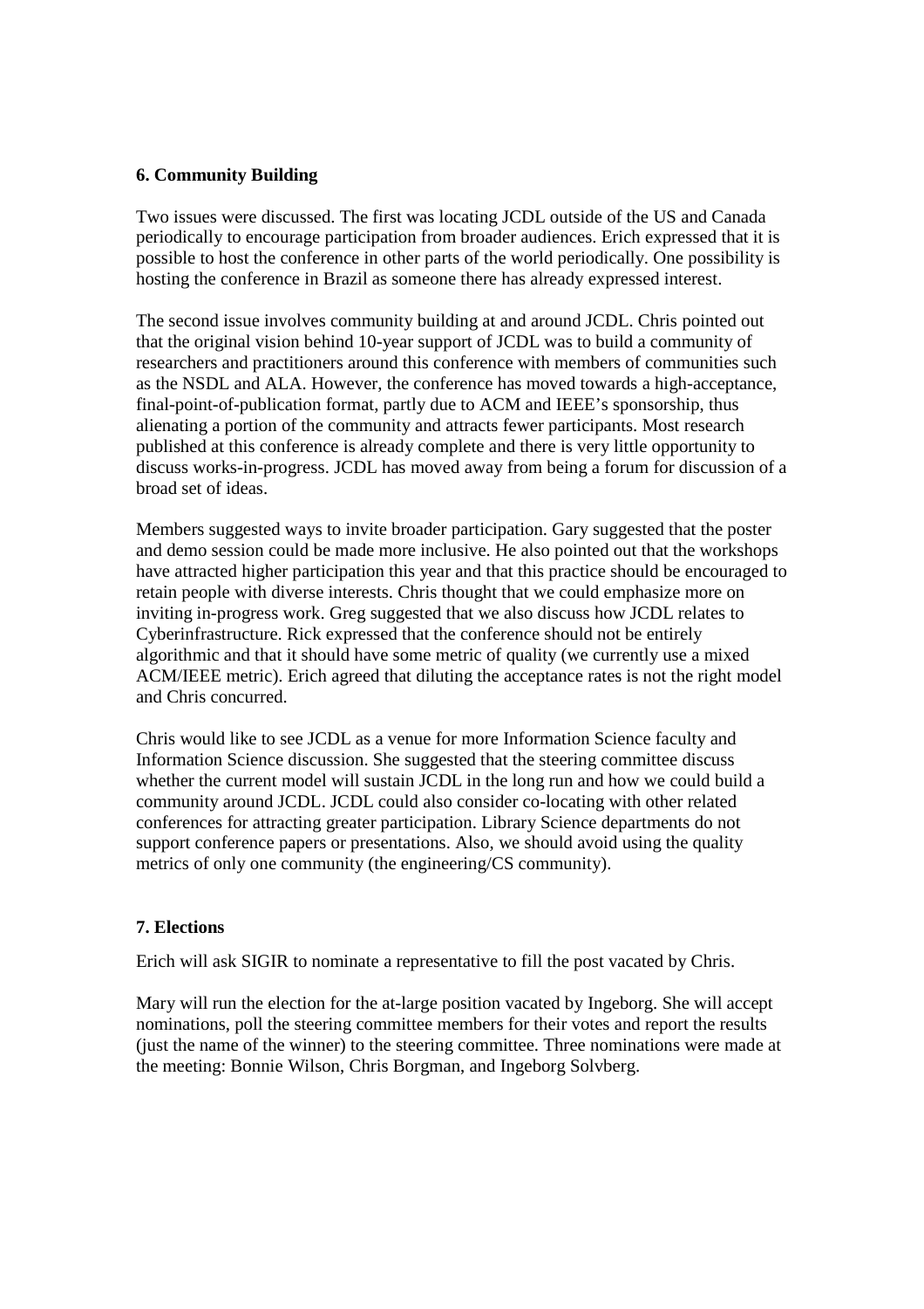**6. Community Building**

Two issues were discussed. The first was locating JCDL outside of the US and Canada periodically to encourage participation from broader audiences. Erich expressed that it is possible to host the conference in other parts of the world periodically. One possibility is hosting the conference in Brazil as someone there has already expressed interest.

The second issue involves community building at and around JCDL. Chris pointed out that the original vision behind 10-year support of JCDL was to build a community of researchers and practitioners around this conference with members of communities such as the NSDL and ALA. However, the conference has moved towards a high-acceptance, final-point-of-publication format, partly due to ACM and IEEE's sponsorship, thus alienating a portion of the community and attracts fewer participants. Most research published at this conference is already complete and there is very little opportunity to discuss works-in-progress. JCDL has moved away from being a forum for discussion of a broad set of ideas.

Members suggested ways to invite broader participation. Gary suggested that the poster and demo session could be made more inclusive. He also pointed out that the workshops have attracted higher participation this year and that this practice should be encouraged to retain people with diverse interests. Chris thought that we could emphasize more on inviting in-progress work. Greg suggested that we also discuss how JCDL relates to Cyberinfrastructure. Rick expressed that the conference should not be entirely algorithmic and that it should have some metric of quality (we currently use a mixed ACM/IEEE metric). Erich agreed that diluting the acceptance rates is not the right model and Chris concurred.

Chris would like to see JCDL as a venue for more Information Science faculty and Information Science discussion. She suggested that the steering committee discuss whether the current model will sustain JCDL in the long run and how we could build a community around JCDL. JCDL could also consider co-locating with other related conferences for attracting greater participation. Library Science departments do not support conference papers or presentations. Also, we should avoid using the quality metrics of only one community (the engineering/CS community).

**7. Elections**

Erich will ask SIGIR to nominate a representative to fill the post vacated by Chris.

Mary will run the election for the at-large position vacated by Ingeborg. She will accept nominations, poll the steering committee members for their votes and report the results (just the name of the winner) to the steering committee. Three nominations were made at the meeting: Bonnie Wilson, Chris Borgman, and Ingeborg Solvberg.